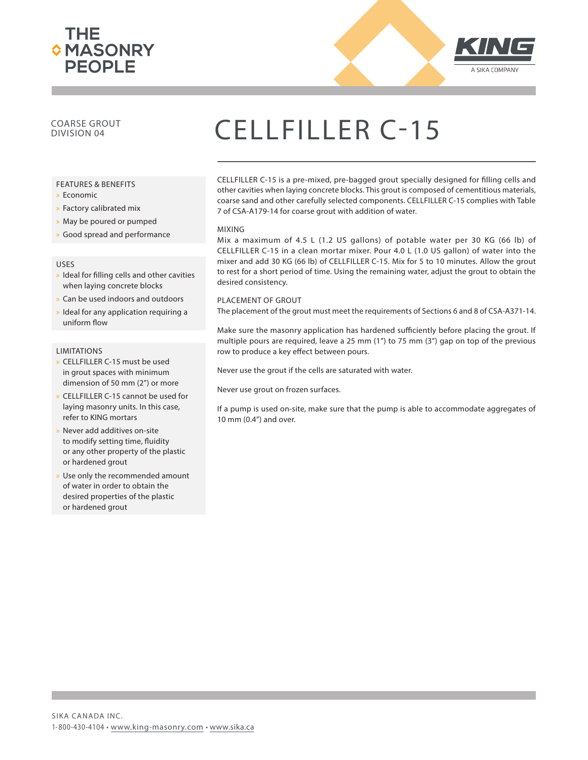THE MASONRY PEOPLE

KING
A SIKA COMPANY

COARSE GROUT
DIVISION 04

# CELLFILLER C-15

## FEATURES & BENEFITS

- Economic
- Factory calibrated mix
- May be poured or pumped
- Good spread and performance

## USES

- Ideal for filling cells and other cavities when laying concrete blocks
- Can be used indoors and outdoors
- Ideal for any application requiring a uniform flow

## LIMITATIONS

- CELLFILLER C-15 must be used in grout spaces with minimum dimension of 50 mm (2") or more
- CELLFILLER C-15 cannot be used for laying masonry units. In this case, refer to KING mortars
- Never add additives on-site to modify setting time, fluidity or any other property of the plastic or hardened grout
- Use only the recommended amount of water in order to obtain the desired properties of the plastic or hardened grout

CELLFILLER C-15 is a pre-mixed, pre-bagged grout specially designed for filling cells and other cavities when laying concrete blocks. This grout is composed of cementitious materials, coarse sand and other carefully selected components. CELLFILLER C-15 complies with Table 7 of CSA-A179-14 for coarse grout with addition of water.

## MIXING

Mix a maximum of 4.5 L (1.2 US gallons) of potable water per 30 KG (66 lb) of CELLFILLER C-15 in a clean mortar mixer. Pour 4.0 L (1.0 US gallon) of water into the mixer and add 30 KG (66 lb) of CELLFILLER C-15. Mix for 5 to 10 minutes. Allow the grout to rest for a short period of time. Using the remaining water, adjust the grout to obtain the desired consistency.

## PLACEMENT OF GROUT

The placement of the grout must meet the requirements of Sections 6 and 8 of CSA-A371-14.

Make sure the masonry application has hardened sufficiently before placing the grout. If multiple pours are required, leave a 25 mm (1") to 75 mm (3") gap on top of the previous row to produce a key effect between pours.

Never use the grout if the cells are saturated with water.

Never use grout on frozen surfaces.

If a pump is used on-site, make sure that the pump is able to accommodate aggregates of 10 mm (0.4") and over.

SIKA CANADA INC.
1-800-430-4104 • www.king-masonry.com • www.sika.ca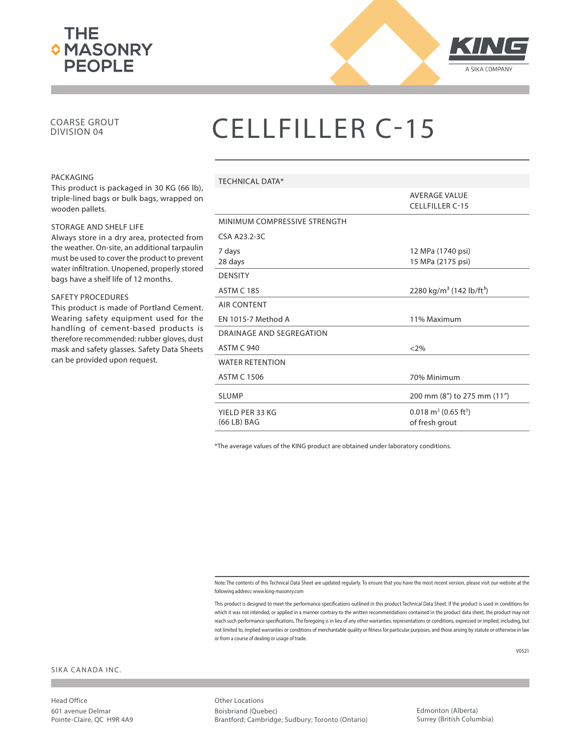THE MASONRY PEOPLE

KING — A SIKA COMPANY

COARSE GROUT
DIVISION 04

# CELLFILLER C-15

## PACKAGING

This product is packaged in 30 KG (66 lb), triple-lined bags or bulk bags, wrapped on wooden pallets.

## STORAGE AND SHELF LIFE

Always store in a dry area, protected from the weather. On-site, an additional tarpaulin must be used to cover the product to prevent water infiltration. Unopened, properly stored bags have a shelf life of 12 months.

## SAFETY PROCEDURES

This product is made of Portland Cement. Wearing safety equipment used for the handling of cement-based products is therefore recommended: rubber gloves, dust mask and safety glasses. Safety Data Sheets can be provided upon request.

## TECHNICAL DATA*

| | AVERAGE VALUE CELLFILLER C-15 |
|---|---|
| **MINIMUM COMPRESSIVE STRENGTH** | |
| CSA A23.2-3C | |
| 7 days | 12 MPa (1740 psi) |
| 28 days | 15 MPa (2175 psi) |
| **DENSITY** | |
| ASTM C 185 | 2280 kg/m$^3$ (142 lb/ft$^3$) |
| **AIR CONTENT** | |
| EN 1015-7 Method A | 11% Maximum |
| **DRAINAGE AND SEGREGATION** | |
| ASTM C 940 | <2% |
| **WATER RETENTION** | |
| ASTM C 1506 | 70% Minimum |
| **SLUMP** | 200 mm (8") to 275 mm (11") |
| **YIELD PER 33 KG (66 LB) BAG** | 0.018 m$^3$ (0.65 ft$^3$) of fresh grout |

*The average values of the KING product are obtained under laboratory conditions.

Note: The contents of this Technical Data Sheet are updated regularly. To ensure that you have the most recent version, please visit our website at the following address: www.king-masonry.com

This product is designed to meet the performance specifications outlined in this product Technical Data Sheet. If the product is used in conditions for which it was not intended, or applied in a manner contrary to the written recommendations contained in the product data sheet, the product may not reach such performance specifications. The foregoing is in lieu of any other warranties, representations or conditions, expressed or implied, including, but not limited to, implied warranties or conditions of merchantable quality or fitness for particular purposes, and those arising by statute or otherwise in law or from a course of dealing or usage of trade.

V0521

SIKA CANADA INC.

Head Office
601 avenue Delmar
Pointe-Claire, QC H9R 4A9

Other Locations
Boisbriand (Quebec)
Brantford; Cambridge; Sudbury; Toronto (Ontario)
Edmonton (Alberta)
Surrey (British Columbia)